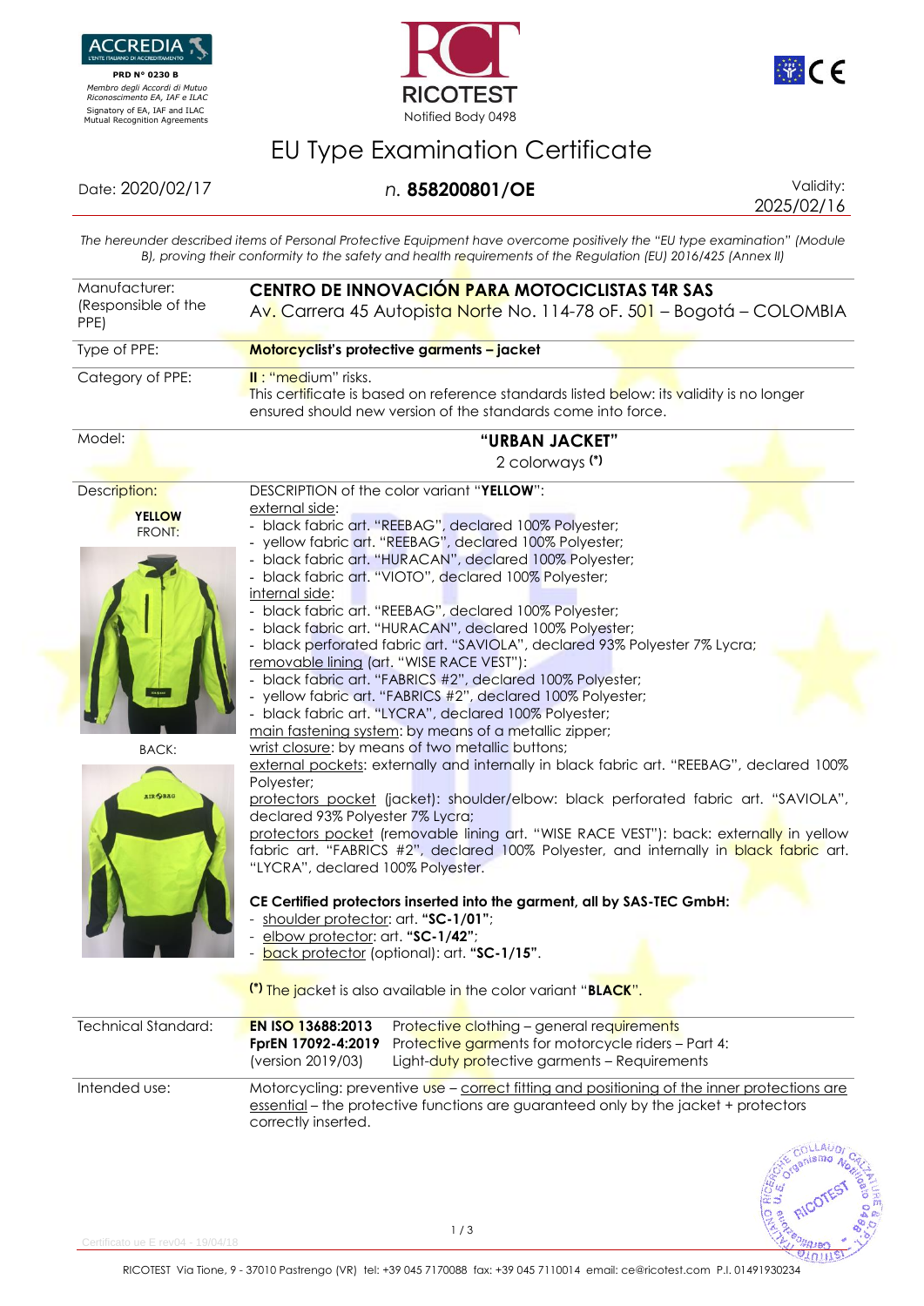ACCREDIA
L'ENTE ITALIANO DI ACCREDITAMENTO
**PRD N° 0230 B**
*Membro degli Accordi di Mutuo Riconoscimento EA, IAF e ILAC*
Signatory of EA, IAF and ILAC Mutual Recognition Agreements

RICOTEST
Notified Body 0498

# EU Type Examination Certificate

Date: 2020/02/17 — *n.* **858200801/OE** — Validity: 2025/02/16

*The hereunder described items of Personal Protective Equipment have overcome positively the "EU type examination" (Module B), proving their conformity to the safety and health requirements of the Regulation (EU) 2016/425 (Annex II)*

| | |
|---|---|
| Manufacturer: (Responsible of the PPE) | **CENTRO DE INNOVACIÓN PARA MOTOCICLISTAS T4R SAS**<br>Av. Carrera 45 Autopista Norte No. 114-78 oF. 501 – Bogotá – COLOMBIA |
| Type of PPE: | **Motorcyclist's protective garments – jacket** |
| Category of PPE: | **II** : "medium" risks.<br>This certificate is based on reference standards listed below: its validity is no longer ensured should new version of the standards come into force. |
| Model: | **"URBAN JACKET"**<br>2 colorways **(*)** |

Description:

**YELLOW**
FRONT:

BACK:

DESCRIPTION of the color variant "**YELLOW**":

external side:
- black fabric art. "REEBAG", declared 100% Polyester;
- yellow fabric art. "REEBAG", declared 100% Polyester;
- black fabric art. "HURACAN", declared 100% Polyester;
- black fabric art. "VIOTO", declared 100% Polyester;

internal side:
- black fabric art. "REEBAG", declared 100% Polyester;
- black fabric art. "HURACAN", declared 100% Polyester;
- black perforated fabric art. "SAVIOLA", declared 93% Polyester 7% Lycra;

removable lining (art. "WISE RACE VEST"):
- black fabric art. "FABRICS #2", declared 100% Polyester;
- yellow fabric art. "FABRICS #2", declared 100% Polyester;
- black fabric art. "LYCRA", declared 100% Polyester;

main fastening system: by means of a metallic zipper;
wrist closure: by means of two metallic buttons;
external pockets: externally and internally in black fabric art. "REEBAG", declared 100% Polyester;
protectors pocket (jacket): shoulder/elbow: black perforated fabric art. "SAVIOLA", declared 93% Polyester 7% Lycra;
protectors pocket (removable lining art. "WISE RACE VEST"): back: externally in yellow fabric art. "FABRICS #2", declared 100% Polyester, and internally in black fabric art. "LYCRA", declared 100% Polyester.

**CE Certified protectors inserted into the garment, all by SAS-TEC GmbH:**
- shoulder protector: art. **"SC-1/01"**;
- elbow protector: art. **"SC-1/42"**;
- back protector (optional): art. **"SC-1/15"**.

**(*)** The jacket is also available in the color variant "**BLACK**".

| | | |
|---|---|---|
| Technical Standard: | **EN ISO 13688:2013** | Protective clothing – general requirements |
| | **FprEN 17092-4:2019** (version 2019/03) | Protective garments for motorcycle riders – Part 4: Light-duty protective garments – Requirements |
| Intended use: | Motorcycling: preventive use – correct fitting and positioning of the inner protections are essential – the protective functions are guaranteed only by the jacket + protectors correctly inserted. | |

Certificato ue E rev04 - 19/04/18

RICOTEST Via Tione, 9 - 37010 Pastrengo (VR) tel: +39 045 7170088 fax: +39 045 7110014 email: ce@ricotest.com P.I. 01491930234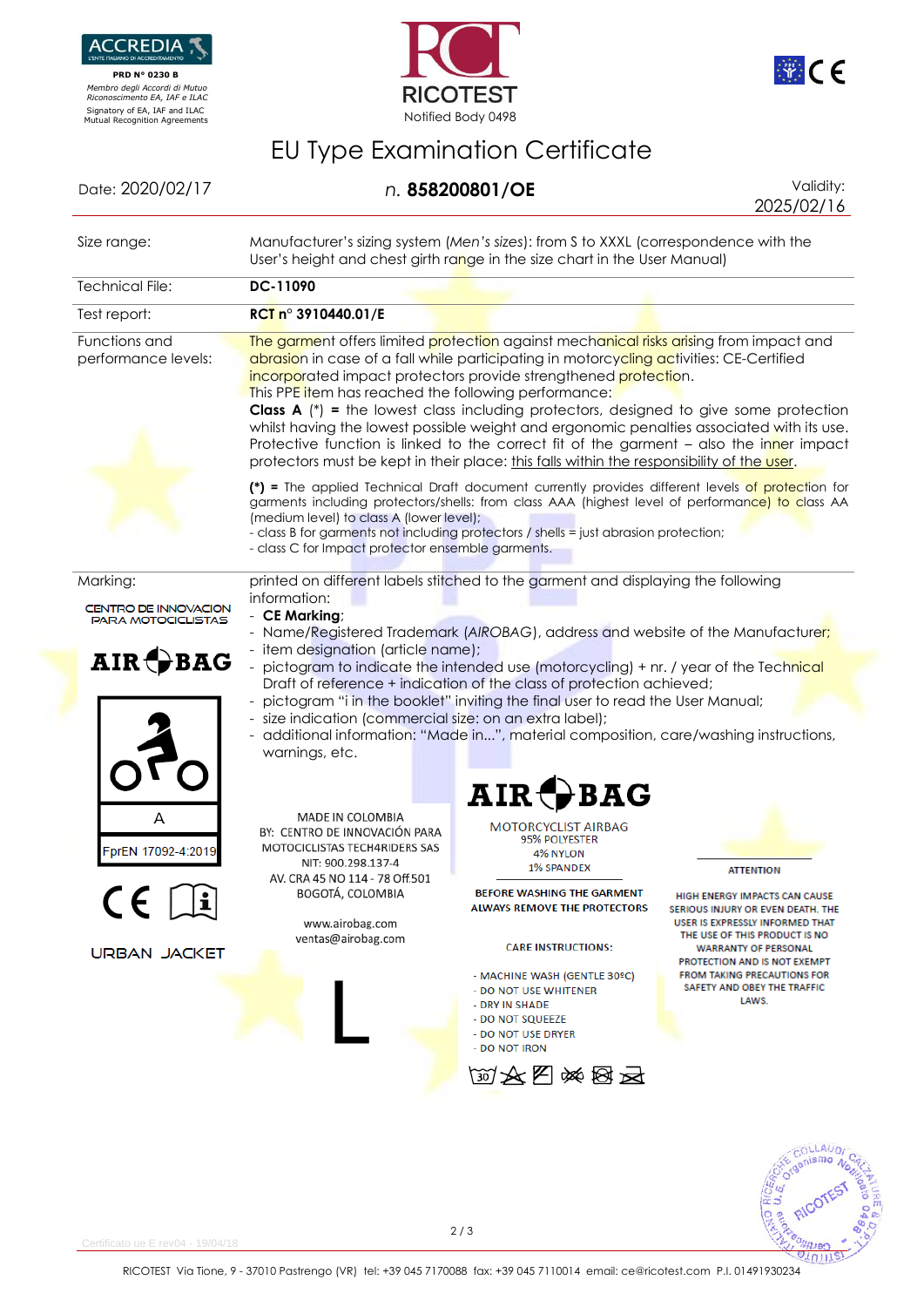ACCREDIA
L'ENTE ITALIANO DI ACCREDITAMENTO
PRD N° 0230 B
*Membro degli Accordi di Mutuo Riconoscimento EA, IAF e ILAC*
Signatory of EA, IAF and ILAC Mutual Recognition Agreements

RICOTEST
Notified Body 0498

# EU Type Examination Certificate

Date: 2020/02/17 — *n.* **858200801/OE** — Validity: 2025/02/16

| | |
|---|---|
| Size range: | Manufacturer's sizing system (*Men's sizes*): from S to XXXL (correspondence with the User's height and chest girth range in the size chart in the User Manual) |
| Technical File: | **DC-11090** |
| Test report: | **RCT n° 3910440.01/E** |
| Functions and performance levels: | The garment offers limited protection against mechanical risks arising from impact and abrasion in case of a fall while participating in motorcycling activities: CE-Certified incorporated impact protectors provide strengthened protection.<br>This PPE item has reached the following performance:<br>**Class A** (*) **=** the lowest class including protectors, designed to give some protection whilst having the lowest possible weight and ergonomic penalties associated with its use. Protective function is linked to the correct fit of the garment – also the inner impact protectors must be kept in their place: this falls within the responsibility of the user.<br><br>**(*) =** The applied Technical Draft document currently provides different levels of protection for garments including protectors/shells: from class AAA (highest level of performance) to class AA (medium level) to class A (lower level);<br>- class B for garments not including protectors / shells = just abrasion protection;<br>- class C for Impact protector ensemble garments. |
| Marking: | printed on different labels stitched to the garment and displaying the following information:<br>- **CE Marking**;<br>- Name/Registered Trademark (*AIROBAG*), address and website of the Manufacturer;<br>- item designation (article name);<br>- pictogram to indicate the intended use (motorcycling) + nr. / year of the Technical Draft of reference + indication of the class of protection achieved;<br>- pictogram "i in the booklet" inviting the final user to read the User Manual;<br>- size indication (commercial size: on an extra label);<br>- additional information: "Made in...", material composition, care/washing instructions, warnings, etc. |

CENTRO DE INNOVACION PARA MOTOCICLISTAS

AIR BAG

A

FprEN 17092-4:2019

CE

URBAN JACKET

MADE IN COLOMBIA
BY: CENTRO DE INNOVACIÓN PARA MOTOCICLISTAS TECH4RIDERS SAS
NIT: 900.298.137-4
AV. CRA 45 NO 114 - 78 Off.501
BOGOTÁ, COLOMBIA

www.airobag.com
ventas@airobag.com

L

AIR BAG
MOTORCYCLIST AIRBAG
95% POLYESTER
4% NYLON
1% SPANDEX

BEFORE WASHING THE GARMENT ALWAYS REMOVE THE PROTECTORS

CARE INSTRUCTIONS:

- MACHINE WASH (GENTLE 30ºC)
- DO NOT USE WHITENER
- DRY IN SHADE
- DO NOT SQUEEZE
- DO NOT USE DRYER
- DO NOT IRON

ATTENTION

HIGH ENERGY IMPACTS CAN CAUSE SERIOUS INJURY OR EVEN DEATH. THE USER IS EXPRESSLY INFORMED THAT THE USE OF THIS PRODUCT IS NO WARRANTY OF PERSONAL PROTECTION AND IS NOT EXEMPT FROM TAKING PRECAUTIONS FOR SAFETY AND OBEY THE TRAFFIC LAWS.

Certificato ue E rev04 - 19/04/18

RICOTEST Via Tione, 9 - 37010 Pastrengo (VR) tel: +39 045 7170088 fax: +39 045 7110014 email: ce@ricotest.com P.I. 01491930234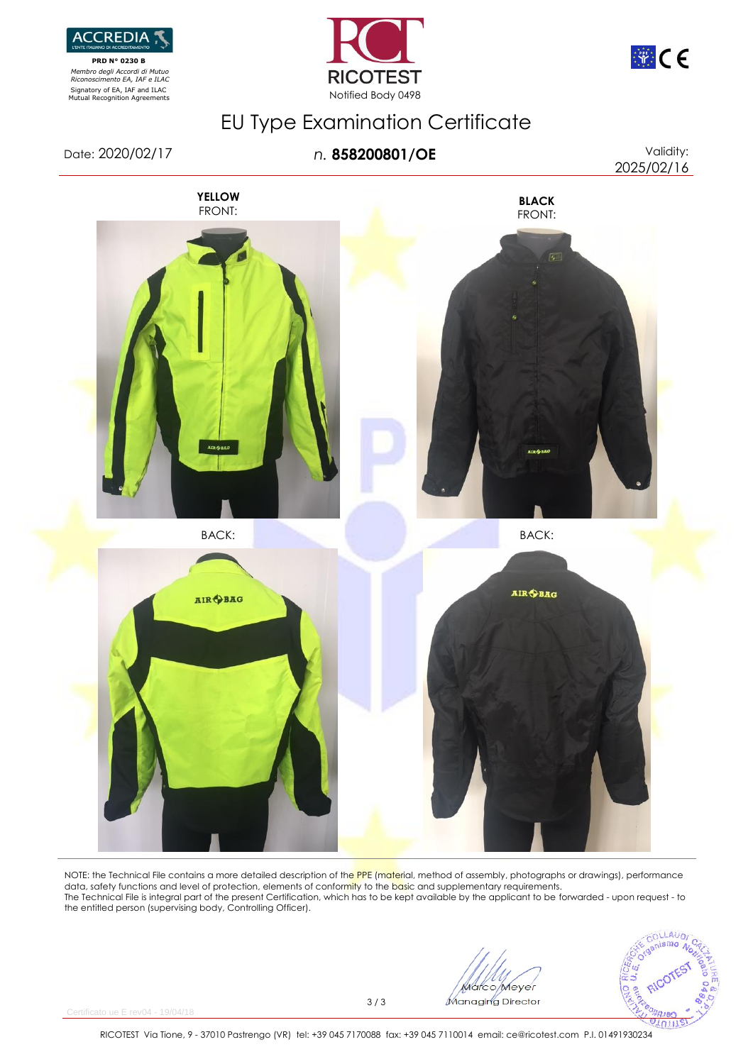ACCREDIA
L'ENTE ITALIANO DI ACCREDITAMENTO

**PRD N° 0230 B**

*Membro degli Accordi di Mutuo Riconoscimento EA, IAF e ILAC*

Signatory of EA, IAF and ILAC Mutual Recognition Agreements

RICOTEST
Notified Body 0498

# EU Type Examination Certificate

Date: 2020/02/17 | *n.* **858200801/OE** | Validity: 2025/02/16

**YELLOW**
FRONT:

**BLACK**
FRONT:

BACK:

BACK:

NOTE: the Technical File contains a more detailed description of the PPE (material, method of assembly, photographs or drawings), performance data, safety functions and level of protection, elements of conformity to the basic and supplementary requirements.
The Technical File is integral part of the present Certification, which has to be kept available by the applicant to be forwarded - upon request - to the entitled person (supervising body, Controlling Officer).

Marco Meyer
Managing Director

Certificato ue E rev04 - 19/04/18

RICOTEST Via Tione, 9 - 37010 Pastrengo (VR) tel: +39 045 7170088 fax: +39 045 7110014 email: ce@ricotest.com P.I. 01491930234